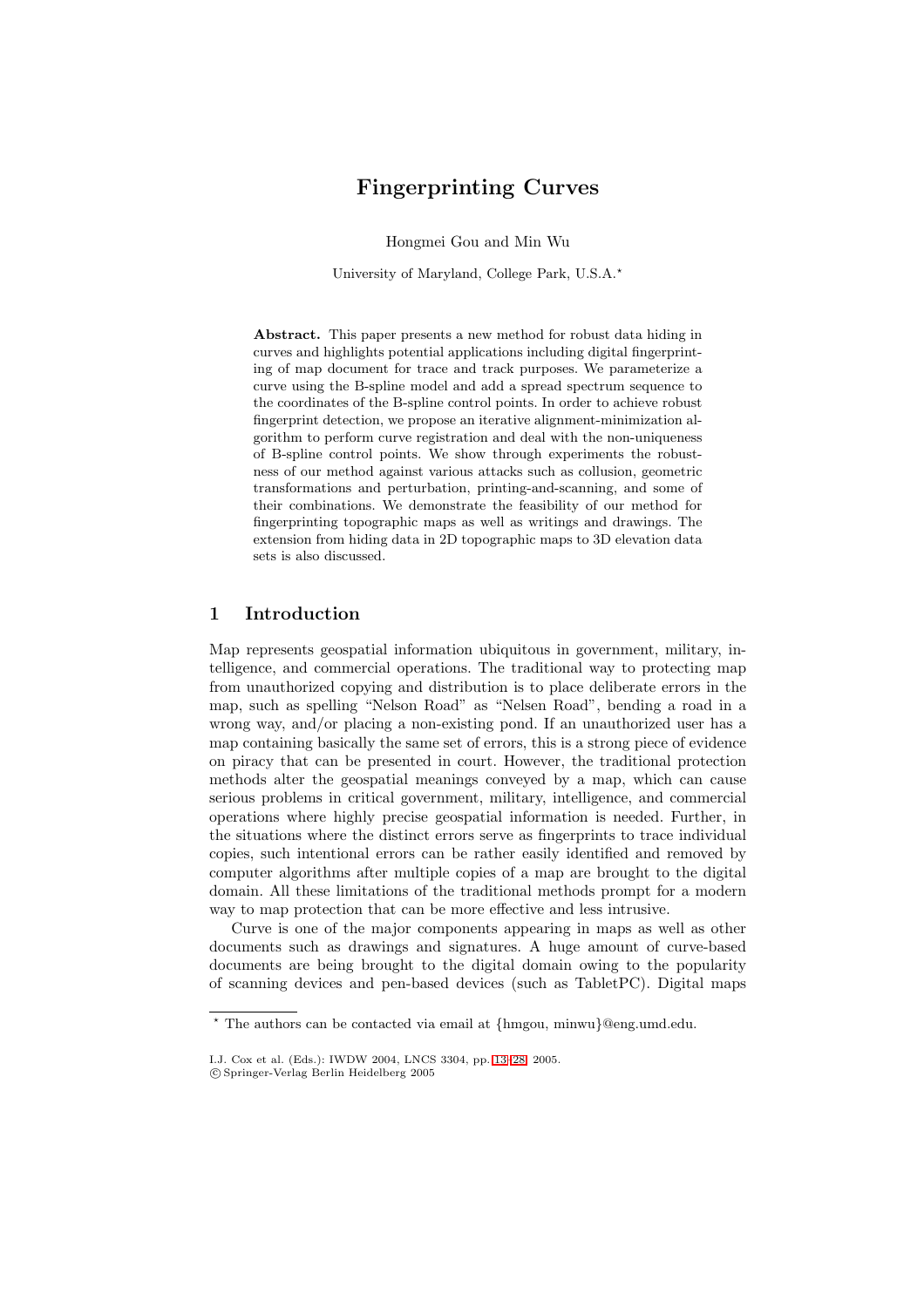# Fingerprinting Curves

Hongmei Gou and Min Wu

University of Maryland, College Park, U.S.A.*

**Abstract.** This paper presents a new method for robust data hiding in curves and highlights potential applications including digital fingerprinting of map document for trace and track purposes. We parameterize a curve using the B-spline model and add a spread spectrum sequence to the coordinates of the B-spline control points. In order to achieve robust fingerprint detection, we propose an iterative alignment-minimization algorithm to perform curve registration and deal with the non-uniqueness of B-spline control points. We show through experiments the robustness of our method against various attacks such as collusion, geometric transformations and perturbation, printing-and-scanning, and some of their combinations. We demonstrate the feasibility of our method for fingerprinting topographic maps as well as writings and drawings. The extension from hiding data in 2D topographic maps to 3D elevation data sets is also discussed.

## 1 Introduction

Map represents geospatial information ubiquitous in government, military, intelligence, and commercial operations. The traditional way to protecting map from unauthorized copying and distribution is to place deliberate errors in the map, such as spelling "Nelson Road" as "Nelsen Road", bending a road in a wrong way, and/or placing a non-existing pond. If an unauthorized user has a map containing basically the same set of errors, this is a strong piece of evidence on piracy that can be presented in court. However, the traditional protection methods alter the geospatial meanings conveyed by a map, which can cause serious problems in critical government, military, intelligence, and commercial operations where highly precise geospatial information is needed. Further, in the situations where the distinct errors serve as fingerprints to trace individual copies, such intentional errors can be rather easily identified and removed by computer algorithms after multiple copies of a map are brought to the digital domain. All these limitations of the traditional methods prompt for a modern way to map protection that can be more effective and less intrusive.

Curve is one of the major components appearing in maps as well as other documents such as drawings and signatures. A huge amount of curve-based documents are being brought to the digital domain owing to the popularity of scanning devices and pen-based devices (such as TabletPC). Digital maps

---

* The authors can be contacted via email at {hmgou, minwu}@eng.umd.edu.

I.J. Cox et al. (Eds.): IWDW 2004, LNCS 3304, pp. 13–28, 2005.
© Springer-Verlag Berlin Heidelberg 2005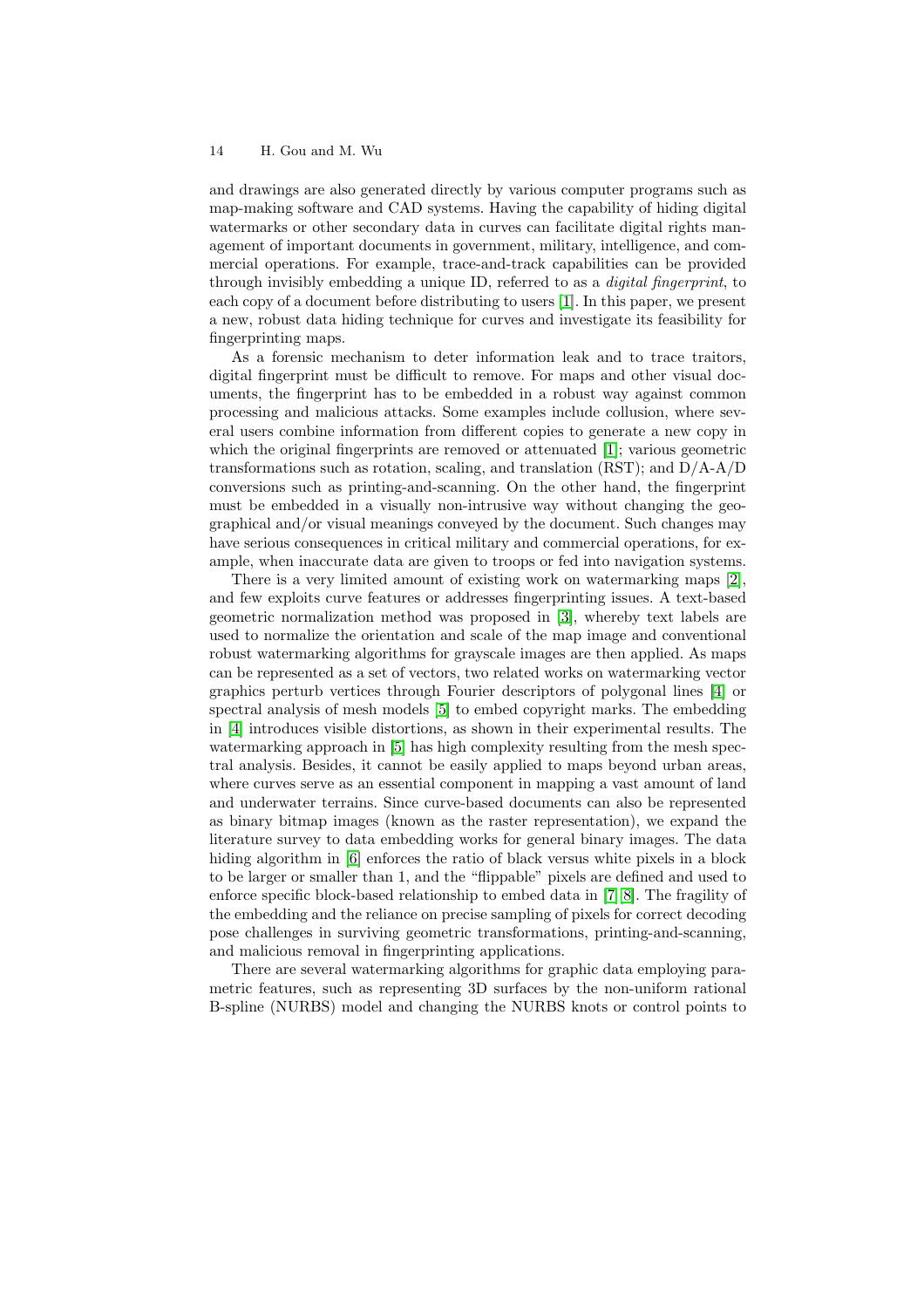and drawings are also generated directly by various computer programs such as map-making software and CAD systems. Having the capability of hiding digital watermarks or other secondary data in curves can facilitate digital rights management of important documents in government, military, intelligence, and commercial operations. For example, trace-and-track capabilities can be provided through invisibly embedding a unique ID, referred to as a *digital fingerprint*, to each copy of a document before distributing to users [1]. In this paper, we present a new, robust data hiding technique for curves and investigate its feasibility for fingerprinting maps.

As a forensic mechanism to deter information leak and to trace traitors, digital fingerprint must be difficult to remove. For maps and other visual documents, the fingerprint has to be embedded in a robust way against common processing and malicious attacks. Some examples include collusion, where several users combine information from different copies to generate a new copy in which the original fingerprints are removed or attenuated [1]; various geometric transformations such as rotation, scaling, and translation (RST); and D/A-A/D conversions such as printing-and-scanning. On the other hand, the fingerprint must be embedded in a visually non-intrusive way without changing the geographical and/or visual meanings conveyed by the document. Such changes may have serious consequences in critical military and commercial operations, for example, when inaccurate data are given to troops or fed into navigation systems.

There is a very limited amount of existing work on watermarking maps [2], and few exploits curve features or addresses fingerprinting issues. A text-based geometric normalization method was proposed in [3], whereby text labels are used to normalize the orientation and scale of the map image and conventional robust watermarking algorithms for grayscale images are then applied. As maps can be represented as a set of vectors, two related works on watermarking vector graphics perturb vertices through Fourier descriptors of polygonal lines [4] or spectral analysis of mesh models [5] to embed copyright marks. The embedding in [4] introduces visible distortions, as shown in their experimental results. The watermarking approach in [5] has high complexity resulting from the mesh spectral analysis. Besides, it cannot be easily applied to maps beyond urban areas, where curves serve as an essential component in mapping a vast amount of land and underwater terrains. Since curve-based documents can also be represented as binary bitmap images (known as the raster representation), we expand the literature survey to data embedding works for general binary images. The data hiding algorithm in [6] enforces the ratio of black versus white pixels in a block to be larger or smaller than 1, and the "flippable" pixels are defined and used to enforce specific block-based relationship to embed data in [7,8]. The fragility of the embedding and the reliance on precise sampling of pixels for correct decoding pose challenges in surviving geometric transformations, printing-and-scanning, and malicious removal in fingerprinting applications.

There are several watermarking algorithms for graphic data employing parametric features, such as representing 3D surfaces by the non-uniform rational B-spline (NURBS) model and changing the NURBS knots or control points to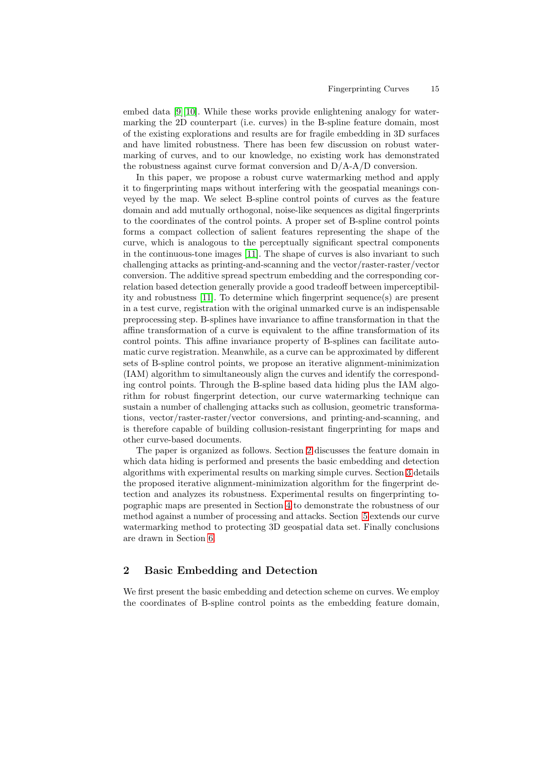embed data [9][10]. While these works provide enlightening analogy for watermarking the 2D counterpart (i.e. curves) in the B-spline feature domain, most of the existing explorations and results are for fragile embedding in 3D surfaces and have limited robustness. There has been few discussion on robust watermarking of curves, and to our knowledge, no existing work has demonstrated the robustness against curve format conversion and D/A-A/D conversion.

In this paper, we propose a robust curve watermarking method and apply it to fingerprinting maps without interfering with the geospatial meanings conveyed by the map. We select B-spline control points of curves as the feature domain and add mutually orthogonal, noise-like sequences as digital fingerprints to the coordinates of the control points. A proper set of B-spline control points forms a compact collection of salient features representing the shape of the curve, which is analogous to the perceptually significant spectral components in the continuous-tone images [11]. The shape of curves is also invariant to such challenging attacks as printing-and-scanning and the vector/raster-raster/vector conversion. The additive spread spectrum embedding and the corresponding correlation based detection generally provide a good tradeoff between imperceptibility and robustness [11]. To determine which fingerprint sequence(s) are present in a test curve, registration with the original unmarked curve is an indispensable preprocessing step. B-splines have invariance to affine transformation in that the affine transformation of a curve is equivalent to the affine transformation of its control points. This affine invariance property of B-splines can facilitate automatic curve registration. Meanwhile, as a curve can be approximated by different sets of B-spline control points, we propose an iterative alignment-minimization (IAM) algorithm to simultaneously align the curves and identify the corresponding control points. Through the B-spline based data hiding plus the IAM algorithm for robust fingerprint detection, our curve watermarking technique can sustain a number of challenging attacks such as collusion, geometric transformations, vector/raster-raster/vector conversions, and printing-and-scanning, and is therefore capable of building collusion-resistant fingerprinting for maps and other curve-based documents.

The paper is organized as follows. Section 2 discusses the feature domain in which data hiding is performed and presents the basic embedding and detection algorithms with experimental results on marking simple curves. Section 3 details the proposed iterative alignment-minimization algorithm for the fingerprint detection and analyzes its robustness. Experimental results on fingerprinting topographic maps are presented in Section 4 to demonstrate the robustness of our method against a number of processing and attacks. Section 5 extends our curve watermarking method to protecting 3D geospatial data set. Finally conclusions are drawn in Section 6.

## 2 Basic Embedding and Detection

We first present the basic embedding and detection scheme on curves. We employ the coordinates of B-spline control points as the embedding feature domain,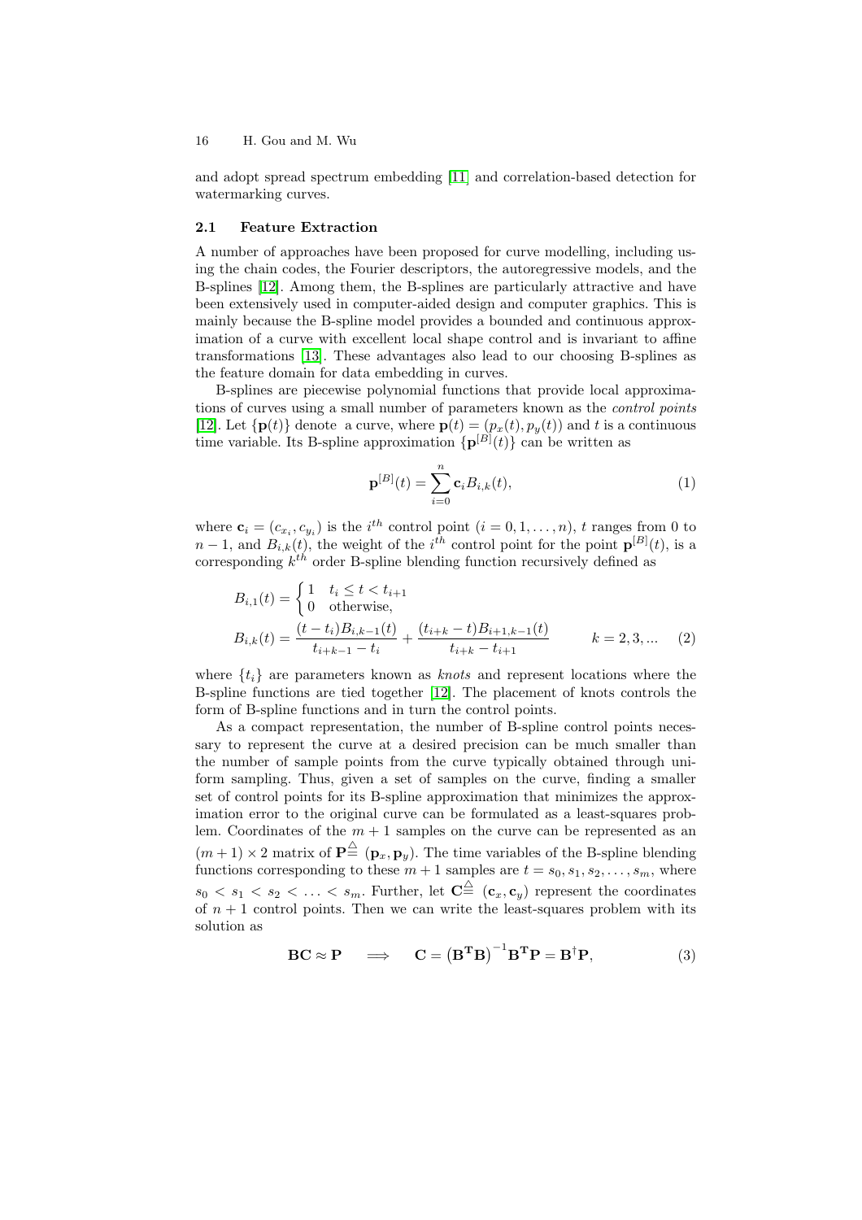and adopt spread spectrum embedding [11] and correlation-based detection for watermarking curves.

### 2.1 Feature Extraction

A number of approaches have been proposed for curve modelling, including using the chain codes, the Fourier descriptors, the autoregressive models, and the B-splines [12]. Among them, the B-splines are particularly attractive and have been extensively used in computer-aided design and computer graphics. This is mainly because the B-spline model provides a bounded and continuous approximation of a curve with excellent local shape control and is invariant to affine transformations [13]. These advantages also lead to our choosing B-splines as the feature domain for data embedding in curves.

B-splines are piecewise polynomial functions that provide local approximations of curves using a small number of parameters known as the *control points* [12]. Let $\{\mathbf{p}(t)\}$ denote a curve, where $\mathbf{p}(t) = (p_x(t), p_y(t))$ and $t$ is a continuous time variable. Its B-spline approximation $\{\mathbf{p}^{[B]}(t)\}$ can be written as

$$\mathbf{p}^{[B]}(t) = \sum_{i=0}^{n} \mathbf{c}_i B_{i,k}(t), \tag{1}$$

where $\mathbf{c}_i = (c_{x_i}, c_{y_i})$ is the $i^{th}$ control point ($i = 0, 1, \ldots, n$), $t$ ranges from 0 to $n-1$, and $B_{i,k}(t)$, the weight of the $i^{th}$ control point for the point $\mathbf{p}^{[B]}(t)$, is a corresponding $k^{th}$ order B-spline blending function recursively defined as

$$B_{i,1}(t) = \begin{cases} 1 & t_i \leq t < t_{i+1} \\ 0 & \text{otherwise,} \end{cases}$$
$$B_{i,k}(t) = \frac{(t - t_i)B_{i,k-1}(t)}{t_{i+k-1} - t_i} + \frac{(t_{i+k} - t)B_{i+1,k-1}(t)}{t_{i+k} - t_{i+1}} \qquad k = 2, 3, ... \tag{2}$$

where $\{t_i\}$ are parameters known as *knots* and represent locations where the B-spline functions are tied together [12]. The placement of knots controls the form of B-spline functions and in turn the control points.

As a compact representation, the number of B-spline control points necessary to represent the curve at a desired precision can be much smaller than the number of sample points from the curve typically obtained through uniform sampling. Thus, given a set of samples on the curve, finding a smaller set of control points for its B-spline approximation that minimizes the approximation error to the original curve can be formulated as a least-squares problem. Coordinates of the $m+1$ samples on the curve can be represented as an $(m+1) \times 2$ matrix of $\mathbf{P} \stackrel{\triangle}{=} (\mathbf{p}_x, \mathbf{p}_y)$. The time variables of the B-spline blending functions corresponding to these $m+1$ samples are $t = s_0, s_1, s_2, \ldots, s_m$, where $s_0 < s_1 < s_2 < \ldots < s_m$. Further, let $\mathbf{C} \stackrel{\triangle}{=} (\mathbf{c}_x, \mathbf{c}_y)$ represent the coordinates of $n+1$ control points. Then we can write the least-squares problem with its solution as

$$\mathbf{BC} \approx \mathbf{P} \quad \Longrightarrow \quad \mathbf{C} = \left(\mathbf{B^T B}\right)^{-1} \mathbf{B^T P} = \mathbf{B}^{\dagger}\mathbf{P}, \tag{3}$$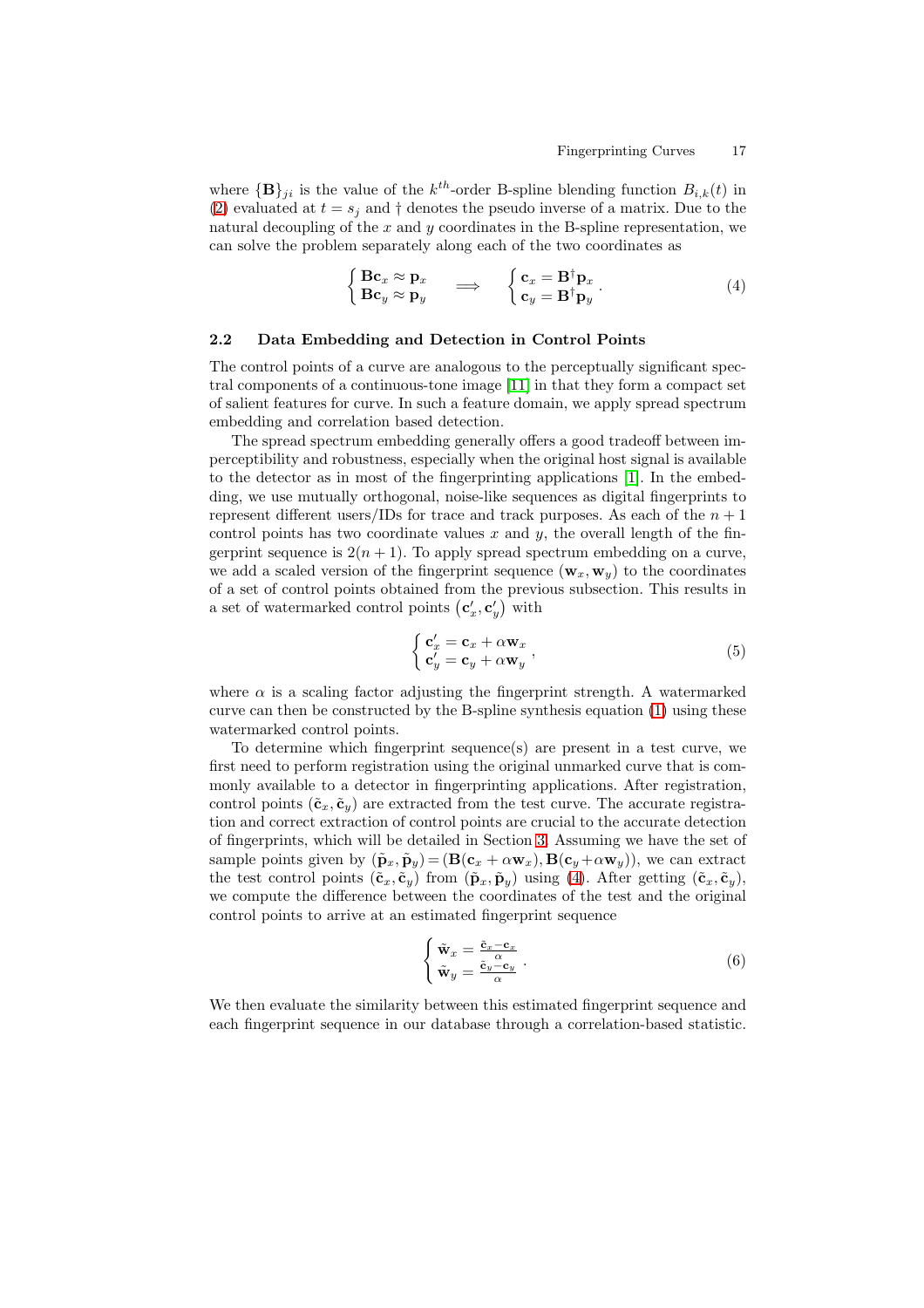where $\{\mathbf{B}\}_{ji}$ is the value of the $k^{th}$-order B-spline blending function $B_{i,k}(t)$ in (2) evaluated at $t = s_j$ and $\dagger$ denotes the pseudo inverse of a matrix. Due to the natural decoupling of the $x$ and $y$ coordinates in the B-spline representation, we can solve the problem separately along each of the two coordinates as

$$\begin{cases} \mathbf{B}\mathbf{c}_x \approx \mathbf{p}_x \\ \mathbf{B}\mathbf{c}_y \approx \mathbf{p}_y \end{cases} \implies \begin{cases} \mathbf{c}_x = \mathbf{B}^{\dagger}\mathbf{p}_x \\ \mathbf{c}_y = \mathbf{B}^{\dagger}\mathbf{p}_y \end{cases}. \tag{4}$$

### 2.2 Data Embedding and Detection in Control Points

The control points of a curve are analogous to the perceptually significant spectral components of a continuous-tone image [11] in that they form a compact set of salient features for curve. In such a feature domain, we apply spread spectrum embedding and correlation based detection.

The spread spectrum embedding generally offers a good tradeoff between imperceptibility and robustness, especially when the original host signal is available to the detector as in most of the fingerprinting applications [1]. In the embedding, we use mutually orthogonal, noise-like sequences as digital fingerprints to represent different users/IDs for trace and track purposes. As each of the $n+1$ control points has two coordinate values $x$ and $y$, the overall length of the fingerprint sequence is $2(n+1)$. To apply spread spectrum embedding on a curve, we add a scaled version of the fingerprint sequence $(\mathbf{w}_x, \mathbf{w}_y)$ to the coordinates of a set of control points obtained from the previous subsection. This results in a set of watermarked control points $(\mathbf{c}'_x, \mathbf{c}'_y)$ with

$$\begin{cases} \mathbf{c}'_x = \mathbf{c}_x + \alpha \mathbf{w}_x \\ \mathbf{c}'_y = \mathbf{c}_y + \alpha \mathbf{w}_y \end{cases}, \tag{5}$$

where $\alpha$ is a scaling factor adjusting the fingerprint strength. A watermarked curve can then be constructed by the B-spline synthesis equation (1) using these watermarked control points.

To determine which fingerprint sequence(s) are present in a test curve, we first need to perform registration using the original unmarked curve that is commonly available to a detector in fingerprinting applications. After registration, control points $(\tilde{\mathbf{c}}_x, \tilde{\mathbf{c}}_y)$ are extracted from the test curve. The accurate registration and correct extraction of control points are crucial to the accurate detection of fingerprints, which will be detailed in Section 3. Assuming we have the set of sample points given by $(\tilde{\mathbf{p}}_x, \tilde{\mathbf{p}}_y) = (\mathbf{B}(\mathbf{c}_x + \alpha\mathbf{w}_x), \mathbf{B}(\mathbf{c}_y + \alpha\mathbf{w}_y))$, we can extract the test control points $(\tilde{\mathbf{c}}_x, \tilde{\mathbf{c}}_y)$ from $(\tilde{\mathbf{p}}_x, \tilde{\mathbf{p}}_y)$ using (4). After getting $(\tilde{\mathbf{c}}_x, \tilde{\mathbf{c}}_y)$, we compute the difference between the coordinates of the test and the original control points to arrive at an estimated fingerprint sequence

$$\begin{cases} \tilde{\mathbf{w}}_x = \frac{\tilde{\mathbf{c}}_x - \mathbf{c}_x}{\alpha} \\ \tilde{\mathbf{w}}_y = \frac{\tilde{\mathbf{c}}_y - \mathbf{c}_y}{\alpha} \end{cases}. \tag{6}$$

We then evaluate the similarity between this estimated fingerprint sequence and each fingerprint sequence in our database through a correlation-based statistic.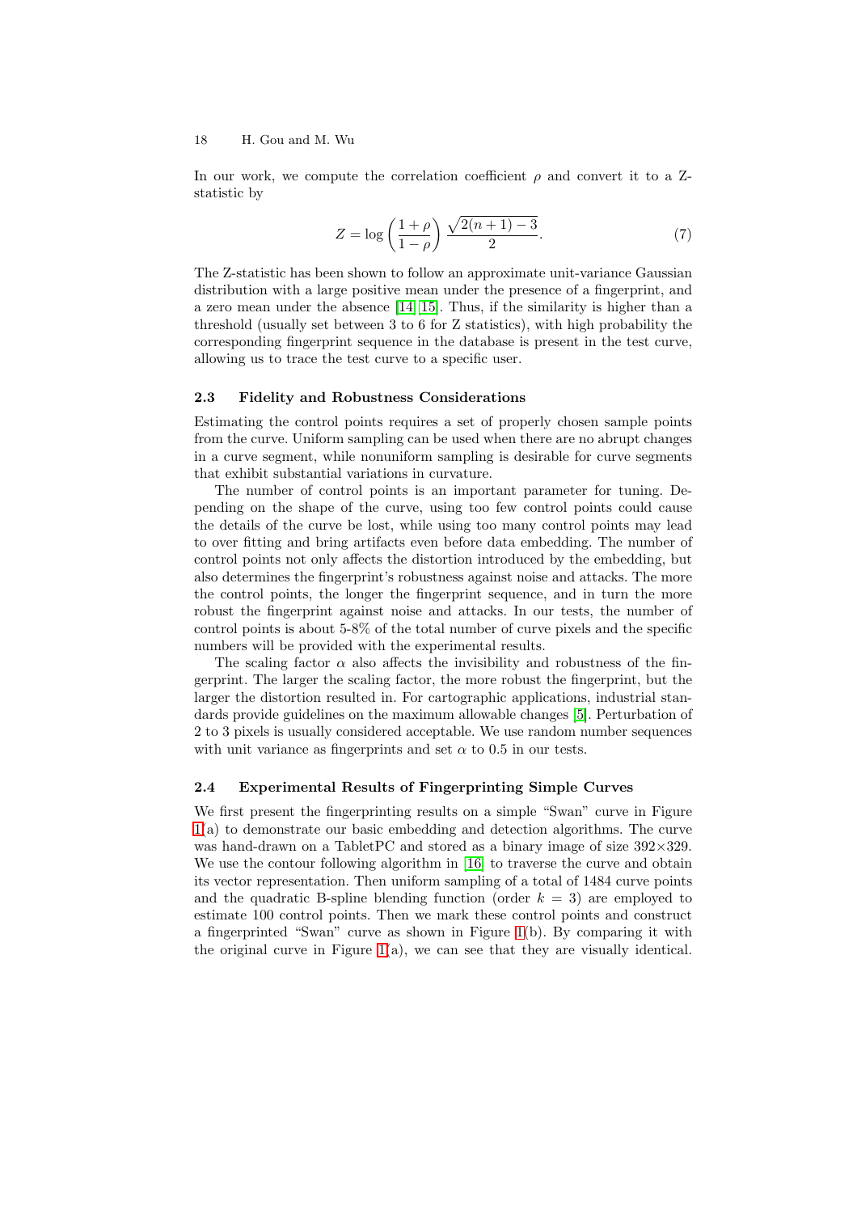In our work, we compute the correlation coefficient $\rho$ and convert it to a Z-statistic by

$$Z = \log\left(\frac{1+\rho}{1-\rho}\right)\frac{\sqrt{2(n+1)-3}}{2}. \tag{7}$$

The Z-statistic has been shown to follow an approximate unit-variance Gaussian distribution with a large positive mean under the presence of a fingerprint, and a zero mean under the absence [14, 15]. Thus, if the similarity is higher than a threshold (usually set between 3 to 6 for Z statistics), with high probability the corresponding fingerprint sequence in the database is present in the test curve, allowing us to trace the test curve to a specific user.

### 2.3 Fidelity and Robustness Considerations

Estimating the control points requires a set of properly chosen sample points from the curve. Uniform sampling can be used when there are no abrupt changes in a curve segment, while nonuniform sampling is desirable for curve segments that exhibit substantial variations in curvature.

The number of control points is an important parameter for tuning. Depending on the shape of the curve, using too few control points could cause the details of the curve be lost, while using too many control points may lead to over fitting and bring artifacts even before data embedding. The number of control points not only affects the distortion introduced by the embedding, but also determines the fingerprint's robustness against noise and attacks. The more the control points, the longer the fingerprint sequence, and in turn the more robust the fingerprint against noise and attacks. In our tests, the number of control points is about 5-8% of the total number of curve pixels and the specific numbers will be provided with the experimental results.

The scaling factor $\alpha$ also affects the invisibility and robustness of the fingerprint. The larger the scaling factor, the more robust the fingerprint, but the larger the distortion resulted in. For cartographic applications, industrial standards provide guidelines on the maximum allowable changes [5]. Perturbation of 2 to 3 pixels is usually considered acceptable. We use random number sequences with unit variance as fingerprints and set $\alpha$ to 0.5 in our tests.

### 2.4 Experimental Results of Fingerprinting Simple Curves

We first present the fingerprinting results on a simple "Swan" curve in Figure 1(a) to demonstrate our basic embedding and detection algorithms. The curve was hand-drawn on a TabletPC and stored as a binary image of size 392×329. We use the contour following algorithm in [16] to traverse the curve and obtain its vector representation. Then uniform sampling of a total of 1484 curve points and the quadratic B-spline blending function (order $k = 3$) are employed to estimate 100 control points. Then we mark these control points and construct a fingerprinted "Swan" curve as shown in Figure 1(b). By comparing it with the original curve in Figure 1(a), we can see that they are visually identical.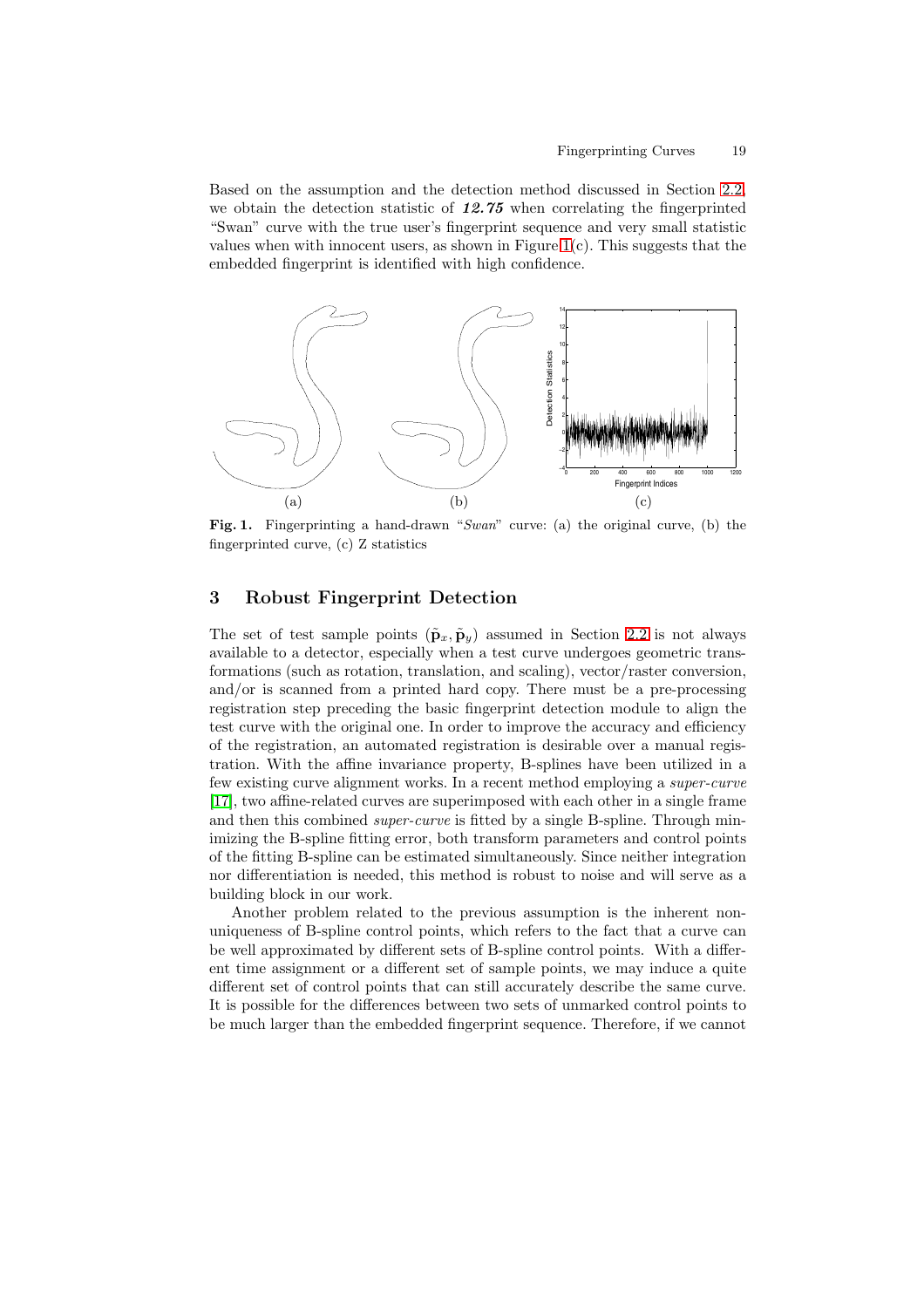Based on the assumption and the detection method discussed in Section 2.2, we obtain the detection statistic of ***12.75*** when correlating the fingerprinted "Swan" curve with the true user's fingerprint sequence and very small statistic values when with innocent users, as shown in Figure 1(c). This suggests that the embedded fingerprint is identified with high confidence.

**Fig. 1.** Fingerprinting a hand-drawn "*Swan*" curve: (a) the original curve, (b) the fingerprinted curve, (c) Z statistics

## 3 Robust Fingerprint Detection

The set of test sample points $(\tilde{\mathbf{p}}_x, \tilde{\mathbf{p}}_y)$ assumed in Section 2.2 is not always available to a detector, especially when a test curve undergoes geometric transformations (such as rotation, translation, and scaling), vector/raster conversion, and/or is scanned from a printed hard copy. There must be a pre-processing registration step preceding the basic fingerprint detection module to align the test curve with the original one. In order to improve the accuracy and efficiency of the registration, an automated registration is desirable over a manual registration. With the affine invariance property, B-splines have been utilized in a few existing curve alignment works. In a recent method employing a *super-curve* [17], two affine-related curves are superimposed with each other in a single frame and then this combined *super-curve* is fitted by a single B-spline. Through minimizing the B-spline fitting error, both transform parameters and control points of the fitting B-spline can be estimated simultaneously. Since neither integration nor differentiation is needed, this method is robust to noise and will serve as a building block in our work.

Another problem related to the previous assumption is the inherent non-uniqueness of B-spline control points, which refers to the fact that a curve can be well approximated by different sets of B-spline control points. With a different time assignment or a different set of sample points, we may induce a quite different set of control points that can still accurately describe the same curve. It is possible for the differences between two sets of unmarked control points to be much larger than the embedded fingerprint sequence. Therefore, if we cannot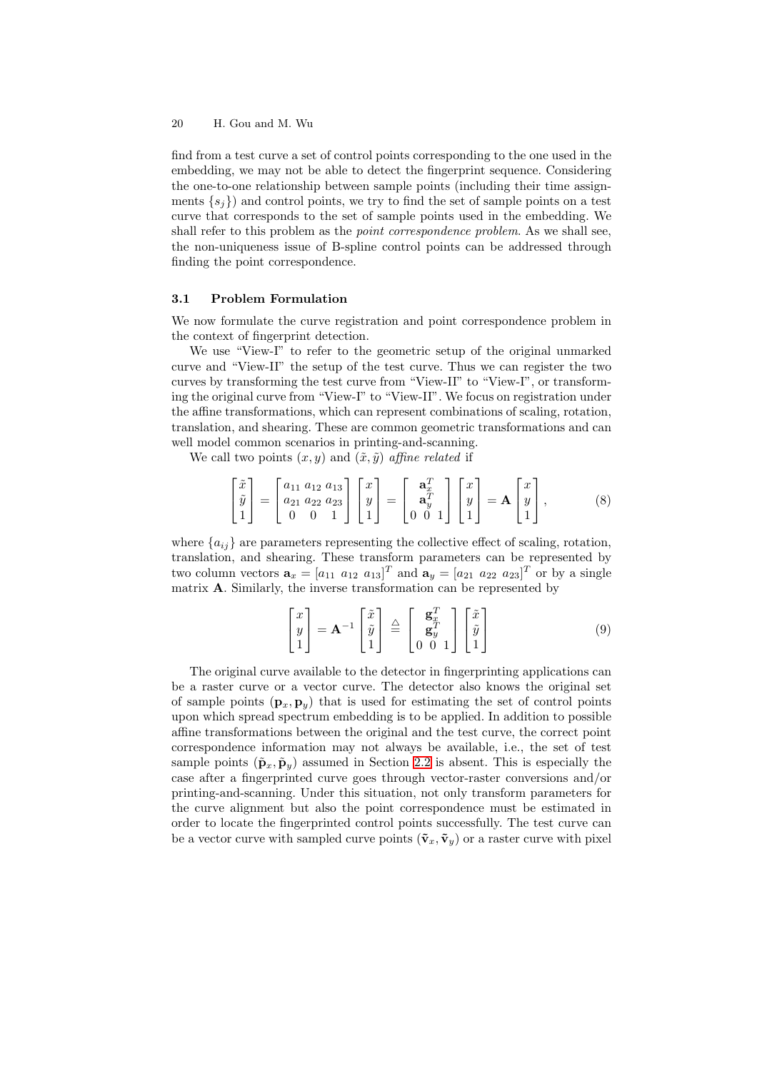find from a test curve a set of control points corresponding to the one used in the embedding, we may not be able to detect the fingerprint sequence. Considering the one-to-one relationship between sample points (including their time assignments $\{s_j\}$) and control points, we try to find the set of sample points on a test curve that corresponds to the set of sample points used in the embedding. We shall refer to this problem as the *point correspondence problem*. As we shall see, the non-uniqueness issue of B-spline control points can be addressed through finding the point correspondence.

### 3.1 Problem Formulation

We now formulate the curve registration and point correspondence problem in the context of fingerprint detection.

We use "View-I" to refer to the geometric setup of the original unmarked curve and "View-II" the setup of the test curve. Thus we can register the two curves by transforming the test curve from "View-II" to "View-I", or transforming the original curve from "View-I" to "View-II". We focus on registration under the affine transformations, which can represent combinations of scaling, rotation, translation, and shearing. These are common geometric transformations and can well model common scenarios in printing-and-scanning.

We call two points $(x, y)$ and $(\tilde{x}, \tilde{y})$ *affine related* if

$$
\begin{bmatrix} \tilde{x} \\ \tilde{y} \\ 1 \end{bmatrix} = \begin{bmatrix} a_{11} & a_{12} & a_{13} \\ a_{21} & a_{22} & a_{23} \\ 0 & 0 & 1 \end{bmatrix} \begin{bmatrix} x \\ y \\ 1 \end{bmatrix} = \begin{bmatrix} & \mathbf{a}_x^T & \\ & \mathbf{a}_y^T & \\ 0 & 0 & 1 \end{bmatrix} \begin{bmatrix} x \\ y \\ 1 \end{bmatrix} = \mathbf{A} \begin{bmatrix} x \\ y \\ 1 \end{bmatrix}, \tag{8}
$$

where $\{a_{ij}\}$ are parameters representing the collective effect of scaling, rotation, translation, and shearing. These transform parameters can be represented by two column vectors $\mathbf{a}_x = [a_{11} \ a_{12} \ a_{13}]^T$ and $\mathbf{a}_y = [a_{21} \ a_{22} \ a_{23}]^T$ or by a single matrix $\mathbf{A}$. Similarly, the inverse transformation can be represented by

$$
\begin{bmatrix} x \\ y \\ 1 \end{bmatrix} = \mathbf{A}^{-1} \begin{bmatrix} \tilde{x} \\ \tilde{y} \\ 1 \end{bmatrix} \triangleq \begin{bmatrix} & \mathbf{g}_x^T & \\ & \mathbf{g}_y^T & \\ 0 & 0 & 1 \end{bmatrix} \begin{bmatrix} \tilde{x} \\ \tilde{y} \\ 1 \end{bmatrix} \tag{9}
$$

The original curve available to the detector in fingerprinting applications can be a raster curve or a vector curve. The detector also knows the original set of sample points $(\mathbf{p}_x, \mathbf{p}_y)$ that is used for estimating the set of control points upon which spread spectrum embedding is to be applied. In addition to possible affine transformations between the original and the test curve, the correct point correspondence information may not always be available, i.e., the set of test sample points $(\tilde{\mathbf{p}}_x, \tilde{\mathbf{p}}_y)$ assumed in Section 2.2 is absent. This is especially the case after a fingerprinted curve goes through vector-raster conversions and/or printing-and-scanning. Under this situation, not only transform parameters for the curve alignment but also the point correspondence must be estimated in order to locate the fingerprinted control points successfully. The test curve can be a vector curve with sampled curve points $(\tilde{\mathbf{v}}_x, \tilde{\mathbf{v}}_y)$ or a raster curve with pixel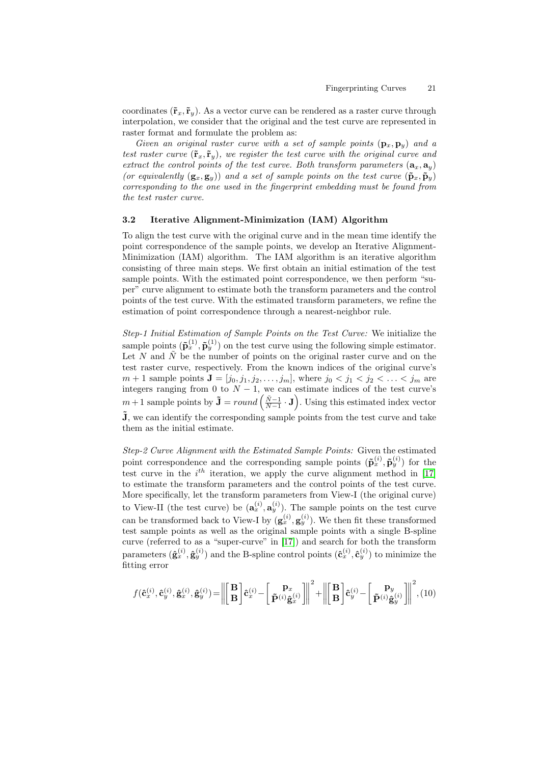coordinates $(\tilde{\mathbf{r}}_x, \tilde{\mathbf{r}}_y)$. As a vector curve can be rendered as a raster curve through interpolation, we consider that the original and the test curve are represented in raster format and formulate the problem as:

*Given an original raster curve with a set of sample points $(\mathbf{p}_x, \mathbf{p}_y)$ and a test raster curve $(\tilde{\mathbf{r}}_x, \tilde{\mathbf{r}}_y)$, we register the test curve with the original curve and extract the control points of the test curve. Both transform parameters $(\mathbf{a}_x, \mathbf{a}_y)$ (or equivalently $(\mathbf{g}_x, \mathbf{g}_y)$) and a set of sample points on the test curve $(\tilde{\mathbf{p}}_x, \tilde{\mathbf{p}}_y)$ corresponding to the one used in the fingerprint embedding must be found from the test raster curve.*

### 3.2 Iterative Alignment-Minimization (IAM) Algorithm

To align the test curve with the original curve and in the mean time identify the point correspondence of the sample points, we develop an Iterative Alignment-Minimization (IAM) algorithm. The IAM algorithm is an iterative algorithm consisting of three main steps. We first obtain an initial estimation of the test sample points. With the estimated point correspondence, we then perform "super" curve alignment to estimate both the transform parameters and the control points of the test curve. With the estimated transform parameters, we refine the estimation of point correspondence through a nearest-neighbor rule.

*Step-1 Initial Estimation of Sample Points on the Test Curve:* We initialize the sample points $(\tilde{\mathbf{p}}_x^{(1)}, \tilde{\mathbf{p}}_y^{(1)})$ on the test curve using the following simple estimator. Let $N$ and $\tilde{N}$ be the number of points on the original raster curve and on the test raster curve, respectively. From the known indices of the original curve's $m+1$ sample points $\mathbf{J} = [j_0, j_1, j_2, \ldots, j_m]$, where $j_0 < j_1 < j_2 < \ldots < j_m$ are integers ranging from 0 to $N-1$, we can estimate indices of the test curve's $m+1$ sample points by $\tilde{\mathbf{J}} = round\left(\frac{\tilde{N}-1}{N-1} \cdot \mathbf{J}\right)$. Using this estimated index vector $\tilde{\mathbf{J}}$, we can identify the corresponding sample points from the test curve and take them as the initial estimate.

*Step-2 Curve Alignment with the Estimated Sample Points:* Given the estimated point correspondence and the corresponding sample points $(\tilde{\mathbf{p}}_x^{(i)}, \tilde{\mathbf{p}}_y^{(i)})$ for the test curve in the $i^{th}$ iteration, we apply the curve alignment method in [17] to estimate the transform parameters and the control points of the test curve. More specifically, let the transform parameters from View-I (the original curve) to View-II (the test curve) be $(\mathbf{a}_x^{(i)}, \mathbf{a}_y^{(i)})$. The sample points on the test curve can be transformed back to View-I by $(\mathbf{g}_x^{(i)}, \mathbf{g}_y^{(i)})$. We then fit these transformed test sample points as well as the original sample points with a single B-spline curve (referred to as a "super-curve" in [17]) and search for both the transform parameters $(\hat{\mathbf{g}}_x^{(i)}, \hat{\mathbf{g}}_y^{(i)})$ and the B-spline control points $(\hat{\mathbf{c}}_x^{(i)}, \hat{\mathbf{c}}_y^{(i)})$ to minimize the fitting error

$$f(\hat{\mathbf{c}}_x^{(i)}, \hat{\mathbf{c}}_y^{(i)}, \hat{\mathbf{g}}_x^{(i)}, \hat{\mathbf{g}}_y^{(i)}) = \left\| \begin{bmatrix} \mathbf{B} \\ \mathbf{B} \end{bmatrix} \hat{\mathbf{c}}_x^{(i)} - \begin{bmatrix} \mathbf{p}_x \\ \tilde{\mathbf{P}}^{(i)} \hat{\mathbf{g}}_x^{(i)} \end{bmatrix} \right\|^2 + \left\| \begin{bmatrix} \mathbf{B} \\ \mathbf{B} \end{bmatrix} \hat{\mathbf{c}}_y^{(i)} - \begin{bmatrix} \mathbf{p}_y \\ \tilde{\mathbf{P}}^{(i)} \hat{\mathbf{g}}_y^{(i)} \end{bmatrix} \right\|^2, \quad (10)$$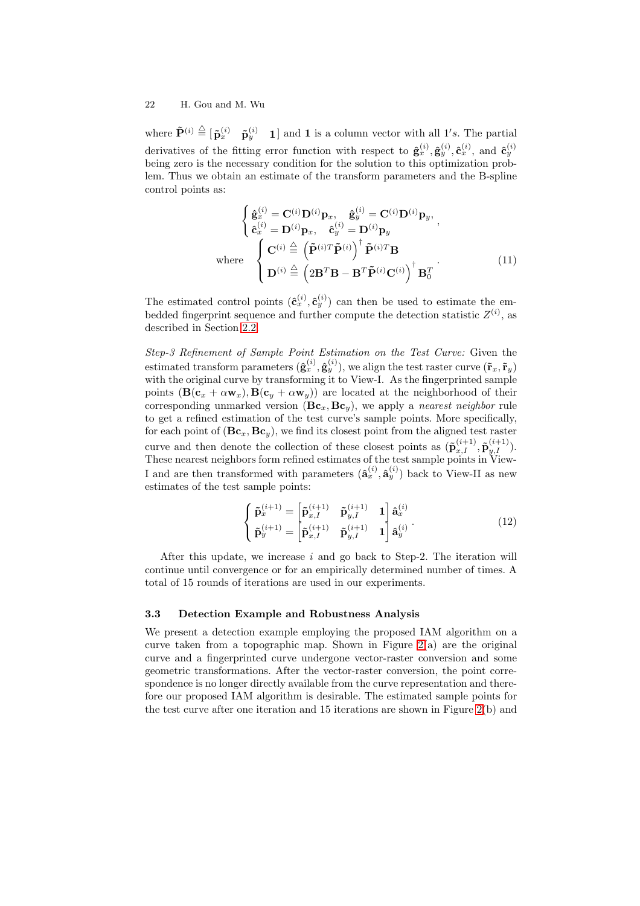where $\tilde{\mathbf{P}}^{(i)} \triangleq [\tilde{\mathbf{p}}_x^{(i)} \quad \tilde{\mathbf{p}}_y^{(i)} \quad \mathbf{1}]$ and $\mathbf{1}$ is a column vector with all $1's$. The partial derivatives of the fitting error function with respect to $\hat{\mathbf{g}}_x^{(i)}, \hat{\mathbf{g}}_y^{(i)}, \hat{\mathbf{c}}_x^{(i)}$, and $\hat{\mathbf{c}}_y^{(i)}$ being zero is the necessary condition for the solution to this optimization problem. Thus we obtain an estimate of the transform parameters and the B-spline control points as:

$$
\begin{cases} \hat{\mathbf{g}}_x^{(i)} = \mathbf{C}^{(i)}\mathbf{D}^{(i)}\mathbf{p}_x, \quad \hat{\mathbf{g}}_y^{(i)} = \mathbf{C}^{(i)}\mathbf{D}^{(i)}\mathbf{p}_y, \\ \hat{\mathbf{c}}_x^{(i)} = \mathbf{D}^{(i)}\mathbf{p}_x, \quad \hat{\mathbf{c}}_y^{(i)} = \mathbf{D}^{(i)}\mathbf{p}_y \end{cases},
\quad \text{where} \quad \begin{cases} \mathbf{C}^{(i)} \triangleq \left(\tilde{\mathbf{P}}^{(i)T}\tilde{\mathbf{P}}^{(i)}\right)^{\dagger}\tilde{\mathbf{P}}^{(i)T}\mathbf{B} \\ \mathbf{D}^{(i)} \triangleq \left(2\mathbf{B}^T\mathbf{B} - \mathbf{B}^T\tilde{\mathbf{P}}^{(i)}\mathbf{C}^{(i)}\right)^{\dagger}\mathbf{B}_0^T \end{cases}. \tag{11}
$$

The estimated control points $(\hat{\mathbf{c}}_x^{(i)}, \hat{\mathbf{c}}_y^{(i)})$ can then be used to estimate the embedded fingerprint sequence and further compute the detection statistic $Z^{(i)}$, as described in Section 2.2.

*Step-3 Refinement of Sample Point Estimation on the Test Curve:* Given the estimated transform parameters $(\hat{\mathbf{g}}_x^{(i)}, \hat{\mathbf{g}}_y^{(i)})$, we align the test raster curve $(\tilde{\mathbf{r}}_x, \tilde{\mathbf{r}}_y)$ with the original curve by transforming it to View-I. As the fingerprinted sample points $(\mathbf{B}(\mathbf{c}_x + \alpha\mathbf{w}_x), \mathbf{B}(\mathbf{c}_y + \alpha\mathbf{w}_y))$ are located at the neighborhood of their corresponding unmarked version $(\mathbf{B}\mathbf{c}_x, \mathbf{B}\mathbf{c}_y)$, we apply a *nearest neighbor* rule to get a refined estimation of the test curve's sample points. More specifically, for each point of $(\mathbf{B}\mathbf{c}_x, \mathbf{B}\mathbf{c}_y)$, we find its closest point from the aligned test raster curve and then denote the collection of these closest points as $(\tilde{\mathbf{p}}_{x,I}^{(i+1)}, \tilde{\mathbf{p}}_{y,I}^{(i+1)})$. These nearest neighbors form refined estimates of the test sample points in View-I and are then transformed with parameters $(\hat{\mathbf{a}}_x^{(i)}, \hat{\mathbf{a}}_y^{(i)})$ back to View-II as new estimates of the test sample points:

$$
\begin{cases} \tilde{\mathbf{p}}_x^{(i+1)} = \begin{bmatrix} \tilde{\mathbf{p}}_{x,I}^{(i+1)} & \tilde{\mathbf{p}}_{y,I}^{(i+1)} & \mathbf{1} \end{bmatrix} \hat{\mathbf{a}}_x^{(i)} \\ \tilde{\mathbf{p}}_y^{(i+1)} = \begin{bmatrix} \tilde{\mathbf{p}}_{x,I}^{(i+1)} & \tilde{\mathbf{p}}_{y,I}^{(i+1)} & \mathbf{1} \end{bmatrix} \hat{\mathbf{a}}_y^{(i)} \end{cases}. \tag{12}
$$

After this update, we increase $i$ and go back to Step-2. The iteration will continue until convergence or for an empirically determined number of times. A total of 15 rounds of iterations are used in our experiments.

### 3.3 Detection Example and Robustness Analysis

We present a detection example employing the proposed IAM algorithm on a curve taken from a topographic map. Shown in Figure 2(a) are the original curve and a fingerprinted curve undergone vector-raster conversion and some geometric transformations. After the vector-raster conversion, the point correspondence is no longer directly available from the curve representation and therefore our proposed IAM algorithm is desirable. The estimated sample points for the test curve after one iteration and 15 iterations are shown in Figure 2(b) and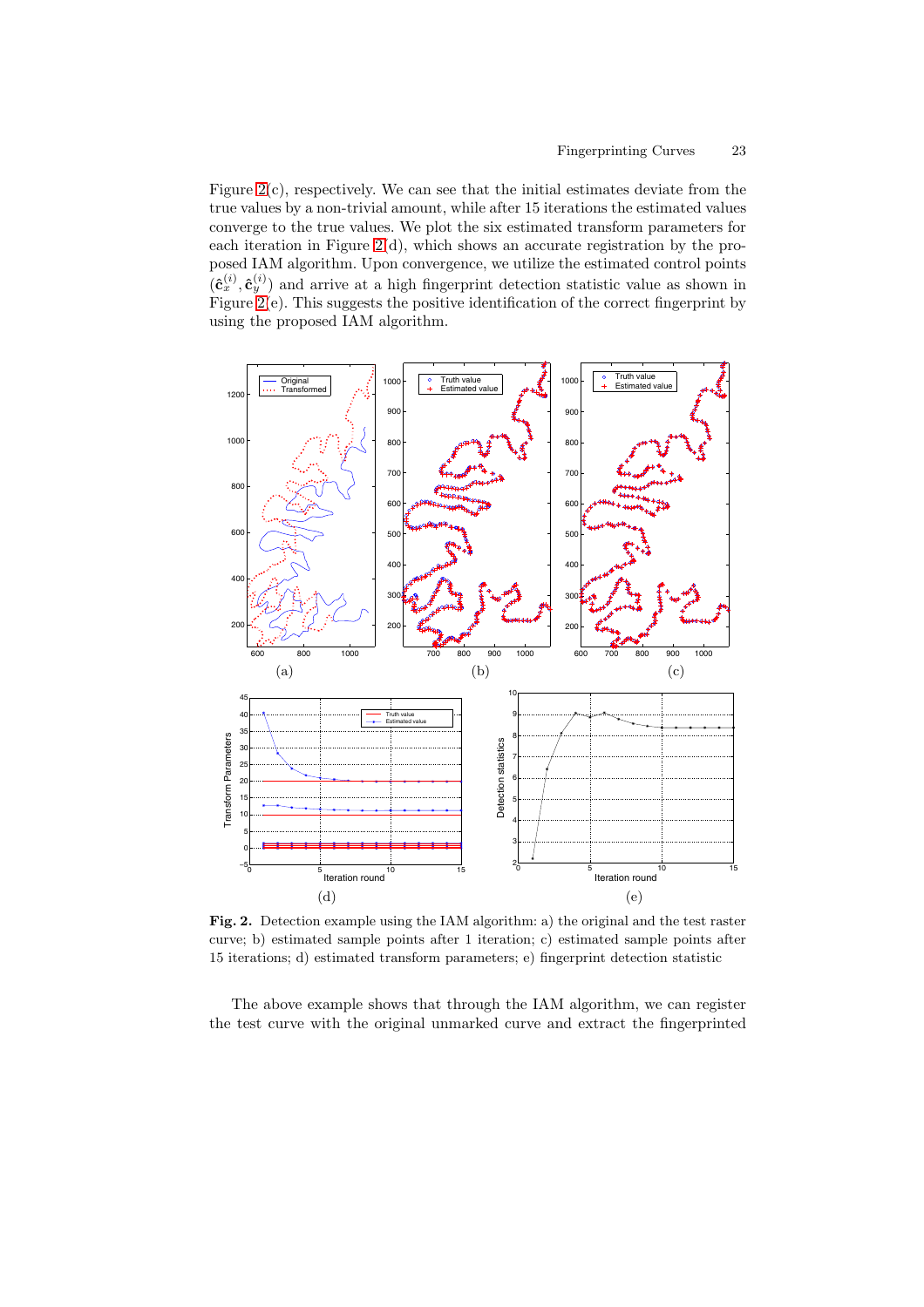Figure 2(c), respectively. We can see that the initial estimates deviate from the true values by a non-trivial amount, while after 15 iterations the estimated values converge to the true values. We plot the six estimated transform parameters for each iteration in Figure 2(d), which shows an accurate registration by the proposed IAM algorithm. Upon convergence, we utilize the estimated control points $(\hat{\mathbf{c}}_x^{(i)}, \hat{\mathbf{c}}_y^{(i)})$ and arrive at a high fingerprint detection statistic value as shown in Figure 2(e). This suggests the positive identification of the correct fingerprint by using the proposed IAM algorithm.

**Fig. 2.** Detection example using the IAM algorithm: a) the original and the test raster curve; b) estimated sample points after 1 iteration; c) estimated sample points after 15 iterations; d) estimated transform parameters; e) fingerprint detection statistic

The above example shows that through the IAM algorithm, we can register the test curve with the original unmarked curve and extract the fingerprinted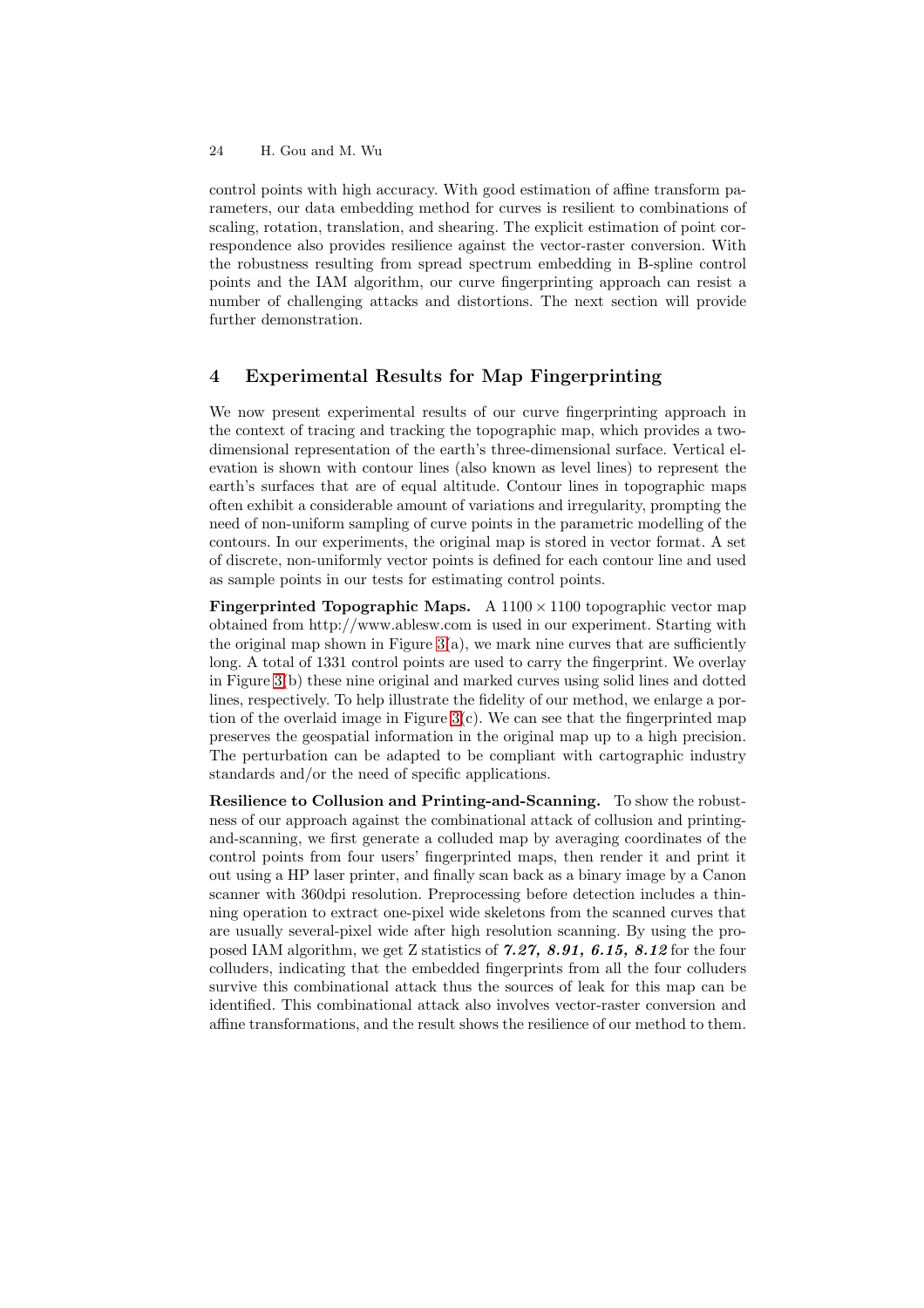control points with high accuracy. With good estimation of affine transform parameters, our data embedding method for curves is resilient to combinations of scaling, rotation, translation, and shearing. The explicit estimation of point correspondence also provides resilience against the vector-raster conversion. With the robustness resulting from spread spectrum embedding in B-spline control points and the IAM algorithm, our curve fingerprinting approach can resist a number of challenging attacks and distortions. The next section will provide further demonstration.

## 4 Experimental Results for Map Fingerprinting

We now present experimental results of our curve fingerprinting approach in the context of tracing and tracking the topographic map, which provides a two-dimensional representation of the earth's three-dimensional surface. Vertical elevation is shown with contour lines (also known as level lines) to represent the earth's surfaces that are of equal altitude. Contour lines in topographic maps often exhibit a considerable amount of variations and irregularity, prompting the need of non-uniform sampling of curve points in the parametric modelling of the contours. In our experiments, the original map is stored in vector format. A set of discrete, non-uniformly vector points is defined for each contour line and used as sample points in our tests for estimating control points.

**Fingerprinted Topographic Maps.** A $1100 \times 1100$ topographic vector map obtained from http://www.ablesw.com is used in our experiment. Starting with the original map shown in Figure 3(a), we mark nine curves that are sufficiently long. A total of 1331 control points are used to carry the fingerprint. We overlay in Figure 3(b) these nine original and marked curves using solid lines and dotted lines, respectively. To help illustrate the fidelity of our method, we enlarge a portion of the overlaid image in Figure 3(c). We can see that the fingerprinted map preserves the geospatial information in the original map up to a high precision. The perturbation can be adapted to be compliant with cartographic industry standards and/or the need of specific applications.

**Resilience to Collusion and Printing-and-Scanning.** To show the robustness of our approach against the combinational attack of collusion and printing-and-scanning, we first generate a colluded map by averaging coordinates of the control points from four users' fingerprinted maps, then render it and print it out using a HP laser printer, and finally scan back as a binary image by a Canon scanner with 360dpi resolution. Preprocessing before detection includes a thinning operation to extract one-pixel wide skeletons from the scanned curves that are usually several-pixel wide after high resolution scanning. By using the proposed IAM algorithm, we get Z statistics of ***7.27, 8.91, 6.15, 8.12*** for the four colluders, indicating that the embedded fingerprints from all the four colluders survive this combinational attack thus the sources of leak for this map can be identified. This combinational attack also involves vector-raster conversion and affine transformations, and the result shows the resilience of our method to them.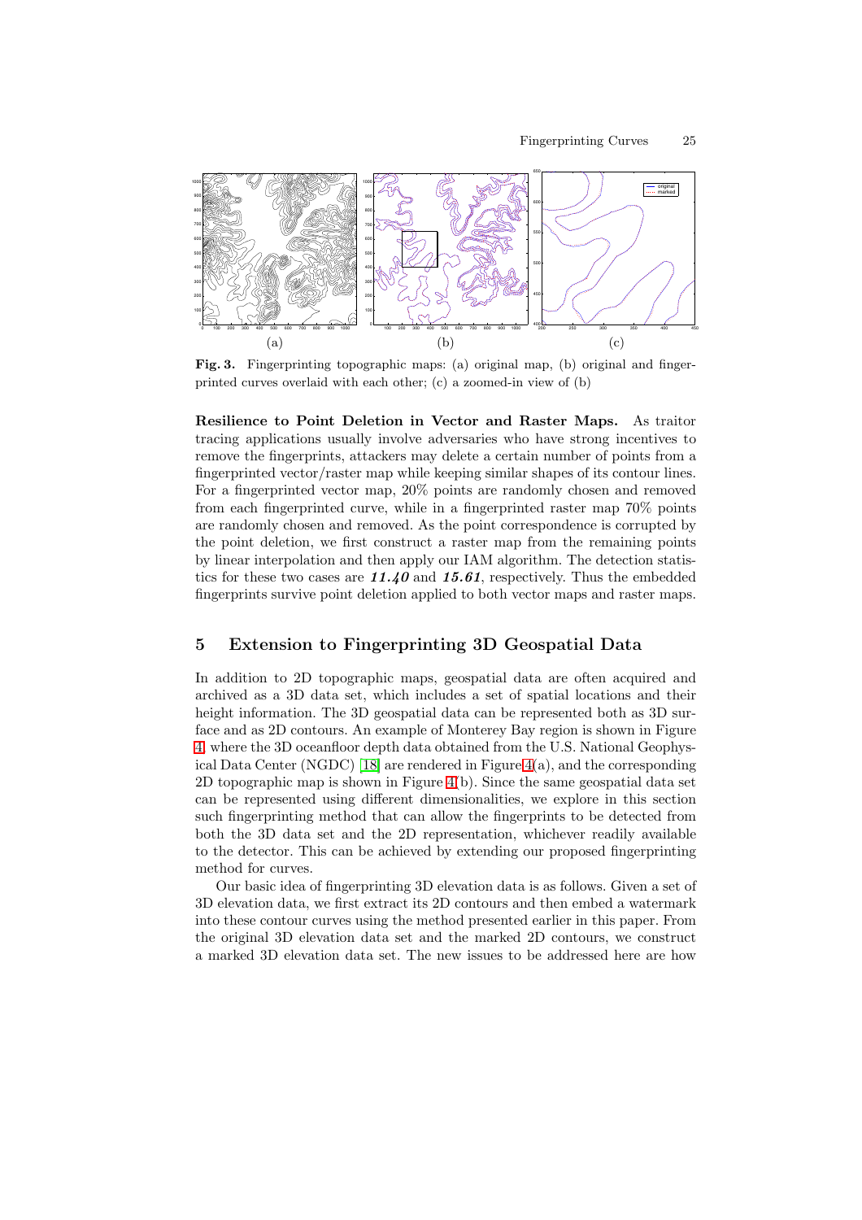**Fig. 3.** Fingerprinting topographic maps: (a) original map, (b) original and fingerprinted curves overlaid with each other; (c) a zoomed-in view of (b)

**Resilience to Point Deletion in Vector and Raster Maps.** As traitor tracing applications usually involve adversaries who have strong incentives to remove the fingerprints, attackers may delete a certain number of points from a fingerprinted vector/raster map while keeping similar shapes of its contour lines. For a fingerprinted vector map, 20% points are randomly chosen and removed from each fingerprinted curve, while in a fingerprinted raster map 70% points are randomly chosen and removed. As the point correspondence is corrupted by the point deletion, we first construct a raster map from the remaining points by linear interpolation and then apply our IAM algorithm. The detection statistics for these two cases are ***11.40*** and ***15.61***, respectively. Thus the embedded fingerprints survive point deletion applied to both vector maps and raster maps.

## 5 Extension to Fingerprinting 3D Geospatial Data

In addition to 2D topographic maps, geospatial data are often acquired and archived as a 3D data set, which includes a set of spatial locations and their height information. The 3D geospatial data can be represented both as 3D surface and as 2D contours. An example of Monterey Bay region is shown in Figure 4, where the 3D oceanfloor depth data obtained from the U.S. National Geophysical Data Center (NGDC) [18] are rendered in Figure 4(a), and the corresponding 2D topographic map is shown in Figure 4(b). Since the same geospatial data set can be represented using different dimensionalities, we explore in this section such fingerprinting method that can allow the fingerprints to be detected from both the 3D data set and the 2D representation, whichever readily available to the detector. This can be achieved by extending our proposed fingerprinting method for curves.

Our basic idea of fingerprinting 3D elevation data is as follows. Given a set of 3D elevation data, we first extract its 2D contours and then embed a watermark into these contour curves using the method presented earlier in this paper. From the original 3D elevation data set and the marked 2D contours, we construct a marked 3D elevation data set. The new issues to be addressed here are how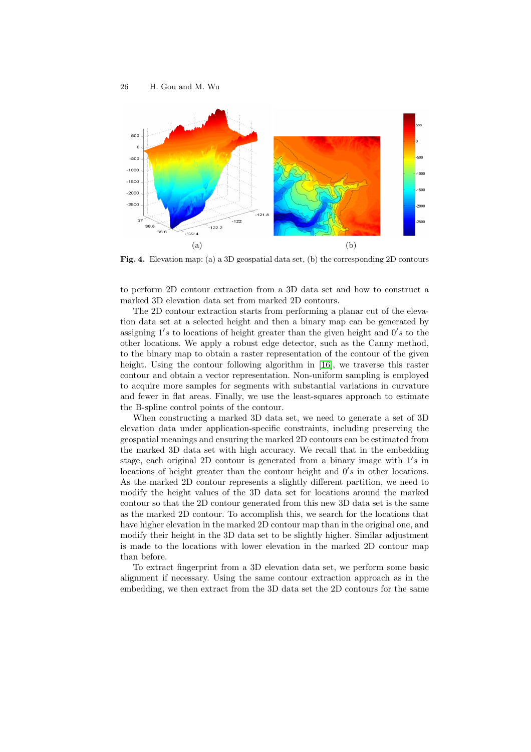**Fig. 4.** Elevation map: (a) a 3D geospatial data set, (b) the corresponding 2D contours

to perform 2D contour extraction from a 3D data set and how to construct a marked 3D elevation data set from marked 2D contours.

The 2D contour extraction starts from performing a planar cut of the elevation data set at a selected height and then a binary map can be generated by assigning $1's$ to locations of height greater than the given height and $0's$ to the other locations. We apply a robust edge detector, such as the Canny method, to the binary map to obtain a raster representation of the contour of the given height. Using the contour following algorithm in [16], we traverse this raster contour and obtain a vector representation. Non-uniform sampling is employed to acquire more samples for segments with substantial variations in curvature and fewer in flat areas. Finally, we use the least-squares approach to estimate the B-spline control points of the contour.

When constructing a marked 3D data set, we need to generate a set of 3D elevation data under application-specific constraints, including preserving the geospatial meanings and ensuring the marked 2D contours can be estimated from the marked 3D data set with high accuracy. We recall that in the embedding stage, each original 2D contour is generated from a binary image with $1's$ in locations of height greater than the contour height and $0's$ in other locations. As the marked 2D contour represents a slightly different partition, we need to modify the height values of the 3D data set for locations around the marked contour so that the 2D contour generated from this new 3D data set is the same as the marked 2D contour. To accomplish this, we search for the locations that have higher elevation in the marked 2D contour map than in the original one, and modify their height in the 3D data set to be slightly higher. Similar adjustment is made to the locations with lower elevation in the marked 2D contour map than before.

To extract fingerprint from a 3D elevation data set, we perform some basic alignment if necessary. Using the same contour extraction approach as in the embedding, we then extract from the 3D data set the 2D contours for the same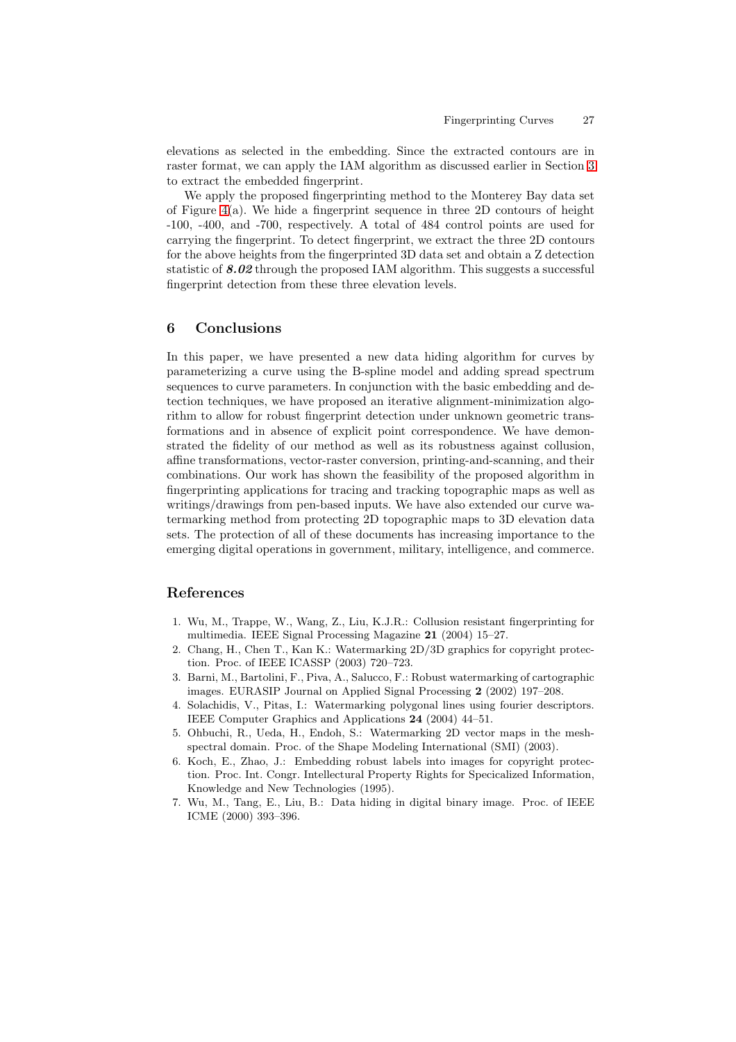elevations as selected in the embedding. Since the extracted contours are in raster format, we can apply the IAM algorithm as discussed earlier in Section 3 to extract the embedded fingerprint.

We apply the proposed fingerprinting method to the Monterey Bay data set of Figure 4(a). We hide a fingerprint sequence in three 2D contours of height -100, -400, and -700, respectively. A total of 484 control points are used for carrying the fingerprint. To detect fingerprint, we extract the three 2D contours for the above heights from the fingerprinted 3D data set and obtain a Z detection statistic of ***8.02*** through the proposed IAM algorithm. This suggests a successful fingerprint detection from these three elevation levels.

## 6 Conclusions

In this paper, we have presented a new data hiding algorithm for curves by parameterizing a curve using the B-spline model and adding spread spectrum sequences to curve parameters. In conjunction with the basic embedding and detection techniques, we have proposed an iterative alignment-minimization algorithm to allow for robust fingerprint detection under unknown geometric transformations and in absence of explicit point correspondence. We have demonstrated the fidelity of our method as well as its robustness against collusion, affine transformations, vector-raster conversion, printing-and-scanning, and their combinations. Our work has shown the feasibility of the proposed algorithm in fingerprinting applications for tracing and tracking topographic maps as well as writings/drawings from pen-based inputs. We have also extended our curve watermarking method from protecting 2D topographic maps to 3D elevation data sets. The protection of all of these documents has increasing importance to the emerging digital operations in government, military, intelligence, and commerce.

## References

1. Wu, M., Trappe, W., Wang, Z., Liu, K.J.R.: Collusion resistant fingerprinting for multimedia. IEEE Signal Processing Magazine **21** (2004) 15–27.
2. Chang, H., Chen T., Kan K.: Watermarking 2D/3D graphics for copyright protection. Proc. of IEEE ICASSP (2003) 720–723.
3. Barni, M., Bartolini, F., Piva, A., Salucco, F.: Robust watermarking of cartographic images. EURASIP Journal on Applied Signal Processing **2** (2002) 197–208.
4. Solachidis, V., Pitas, I.: Watermarking polygonal lines using fourier descriptors. IEEE Computer Graphics and Applications **24** (2004) 44–51.
5. Ohbuchi, R., Ueda, H., Endoh, S.: Watermarking 2D vector maps in the mesh-spectral domain. Proc. of the Shape Modeling International (SMI) (2003).
6. Koch, E., Zhao, J.: Embedding robust labels into images for copyright protection. Proc. Int. Congr. Intellectual Property Rights for Specicalized Information, Knowledge and New Technologies (1995).
7. Wu, M., Tang, E., Liu, B.: Data hiding in digital binary image. Proc. of IEEE ICME (2000) 393–396.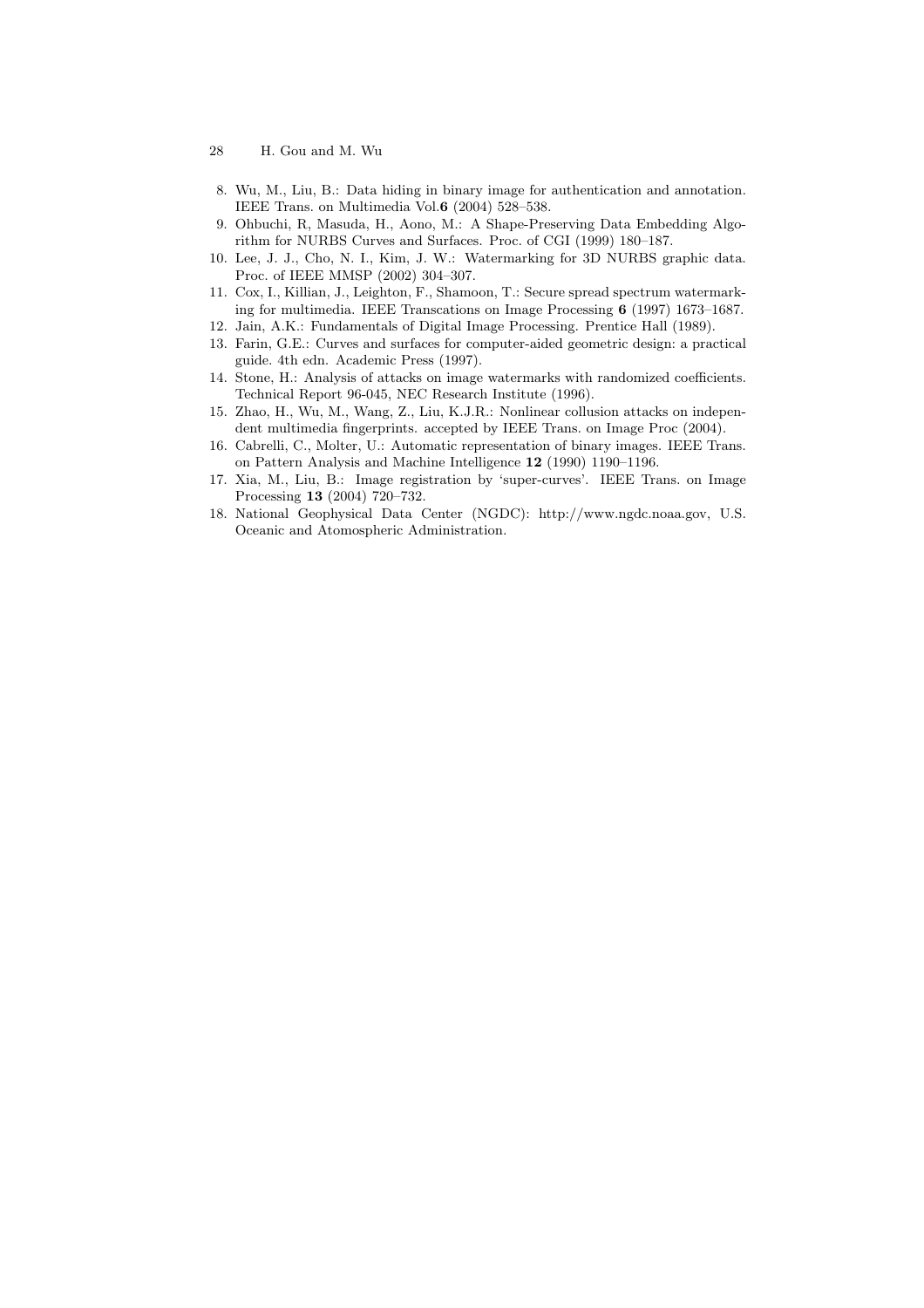8. Wu, M., Liu, B.: Data hiding in binary image for authentication and annotation. IEEE Trans. on Multimedia Vol.**6** (2004) 528–538.
9. Ohbuchi, R, Masuda, H., Aono, M.: A Shape-Preserving Data Embedding Algorithm for NURBS Curves and Surfaces. Proc. of CGI (1999) 180–187.
10. Lee, J. J., Cho, N. I., Kim, J. W.: Watermarking for 3D NURBS graphic data. Proc. of IEEE MMSP (2002) 304–307.
11. Cox, I., Killian, J., Leighton, F., Shamoon, T.: Secure spread spectrum watermarking for multimedia. IEEE Transcations on Image Processing **6** (1997) 1673–1687.
12. Jain, A.K.: Fundamentals of Digital Image Processing. Prentice Hall (1989).
13. Farin, G.E.: Curves and surfaces for computer-aided geometric design: a practical guide. 4th edn. Academic Press (1997).
14. Stone, H.: Analysis of attacks on image watermarks with randomized coefficients. Technical Report 96-045, NEC Research Institute (1996).
15. Zhao, H., Wu, M., Wang, Z., Liu, K.J.R.: Nonlinear collusion attacks on independent multimedia fingerprints. accepted by IEEE Trans. on Image Proc (2004).
16. Cabrelli, C., Molter, U.: Automatic representation of binary images. IEEE Trans. on Pattern Analysis and Machine Intelligence **12** (1990) 1190–1196.
17. Xia, M., Liu, B.: Image registration by 'super-curves'. IEEE Trans. on Image Processing **13** (2004) 720–732.
18. National Geophysical Data Center (NGDC): http://www.ngdc.noaa.gov, U.S. Oceanic and Atomospheric Administration.